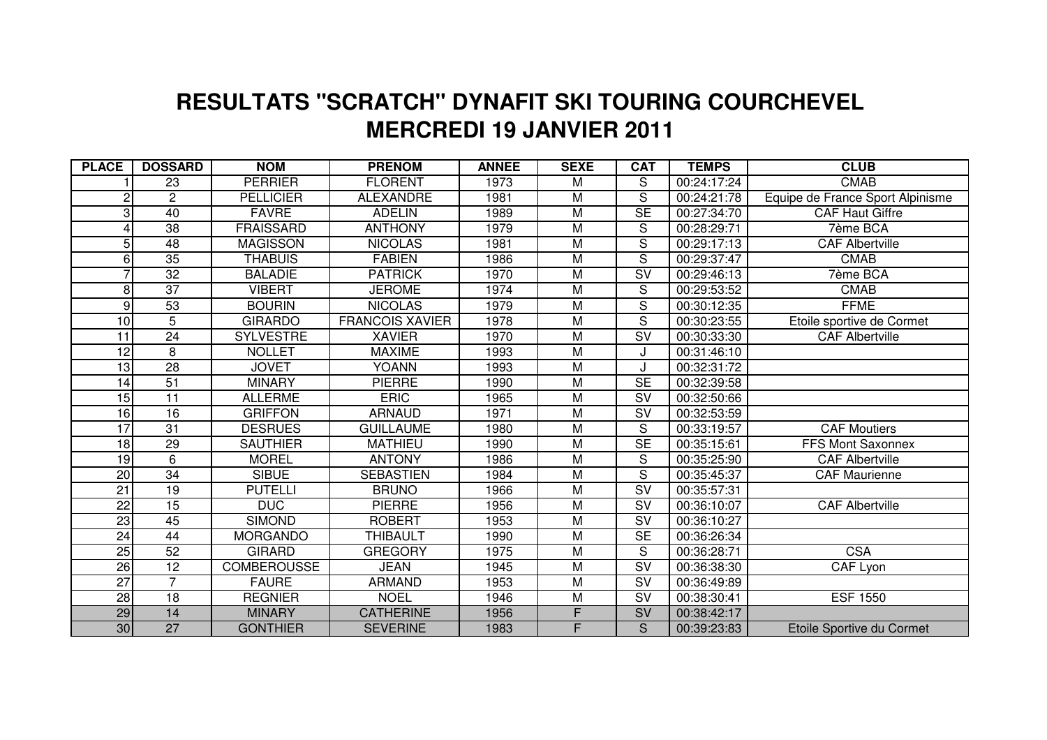# RESULTATS "SCRATCH" DYNAFIT SKI TOURING COURCHEVEL
# MERCREDI 19 JANVIER 2011

| PLACE | DOSSARD | NOM | PRENOM | ANNEE | SEXE | CAT | TEMPS | CLUB |
|---|---|---|---|---|---|---|---|---|
| 1 | 23 | PERRIER | FLORENT | 1973 | M | S | 00:24:17:24 | CMAB |
| 2 | 2 | PELLICIER | ALEXANDRE | 1981 | M | S | 00:24:21:78 | Equipe de France Sport Alpinisme |
| 3 | 40 | FAVRE | ADELIN | 1989 | M | SE | 00:27:34:70 | CAF Haut Giffre |
| 4 | 38 | FRAISSARD | ANTHONY | 1979 | M | S | 00:28:29:71 | 7ème BCA |
| 5 | 48 | MAGISSON | NICOLAS | 1981 | M | S | 00:29:17:13 | CAF Albertville |
| 6 | 35 | THABUIS | FABIEN | 1986 | M | S | 00:29:37:47 | CMAB |
| 7 | 32 | BALADIE | PATRICK | 1970 | M | SV | 00:29:46:13 | 7ème BCA |
| 8 | 37 | VIBERT | JEROME | 1974 | M | S | 00:29:53:52 | CMAB |
| 9 | 53 | BOURIN | NICOLAS | 1979 | M | S | 00:30:12:35 | FFME |
| 10 | 5 | GIRARDO | FRANCOIS XAVIER | 1978 | M | S | 00:30:23:55 | Etoile sportive de Cormet |
| 11 | 24 | SYLVESTRE | XAVIER | 1970 | M | SV | 00:30:33:30 | CAF Albertville |
| 12 | 8 | NOLLET | MAXIME | 1993 | M | J | 00:31:46:10 | |
| 13 | 28 | JOVET | YOANN | 1993 | M | J | 00:32:31:72 | |
| 14 | 51 | MINARY | PIERRE | 1990 | M | SE | 00:32:39:58 | |
| 15 | 11 | ALLERME | ERIC | 1965 | M | SV | 00:32:50:66 | |
| 16 | 16 | GRIFFON | ARNAUD | 1971 | M | SV | 00:32:53:59 | |
| 17 | 31 | DESRUES | GUILLAUME | 1980 | M | S | 00:33:19:57 | CAF Moutiers |
| 18 | 29 | SAUTHIER | MATHIEU | 1990 | M | SE | 00:35:15:61 | FFS Mont Saxonnex |
| 19 | 6 | MOREL | ANTONY | 1986 | M | S | 00:35:25:90 | CAF Albertville |
| 20 | 34 | SIBUE | SEBASTIEN | 1984 | M | S | 00:35:45:37 | CAF Maurienne |
| 21 | 19 | PUTELLI | BRUNO | 1966 | M | SV | 00:35:57:31 | |
| 22 | 15 | DUC | PIERRE | 1956 | M | SV | 00:36:10:07 | CAF Albertville |
| 23 | 45 | SIMOND | ROBERT | 1953 | M | SV | 00:36:10:27 | |
| 24 | 44 | MORGANDO | THIBAULT | 1990 | M | SE | 00:36:26:34 | |
| 25 | 52 | GIRARD | GREGORY | 1975 | M | S | 00:36:28:71 | CSA |
| 26 | 12 | COMBEROUSSE | JEAN | 1945 | M | SV | 00:36:38:30 | CAF Lyon |
| 27 | 7 | FAURE | ARMAND | 1953 | M | SV | 00:36:49:89 | |
| 28 | 18 | REGNIER | NOEL | 1946 | M | SV | 00:38:30:41 | ESF 1550 |
| 29 | 14 | MINARY | CATHERINE | 1956 | F | SV | 00:38:42:17 | |
| 30 | 27 | GONTHIER | SEVERINE | 1983 | F | S | 00:39:23:83 | Etoile Sportive du Cormet |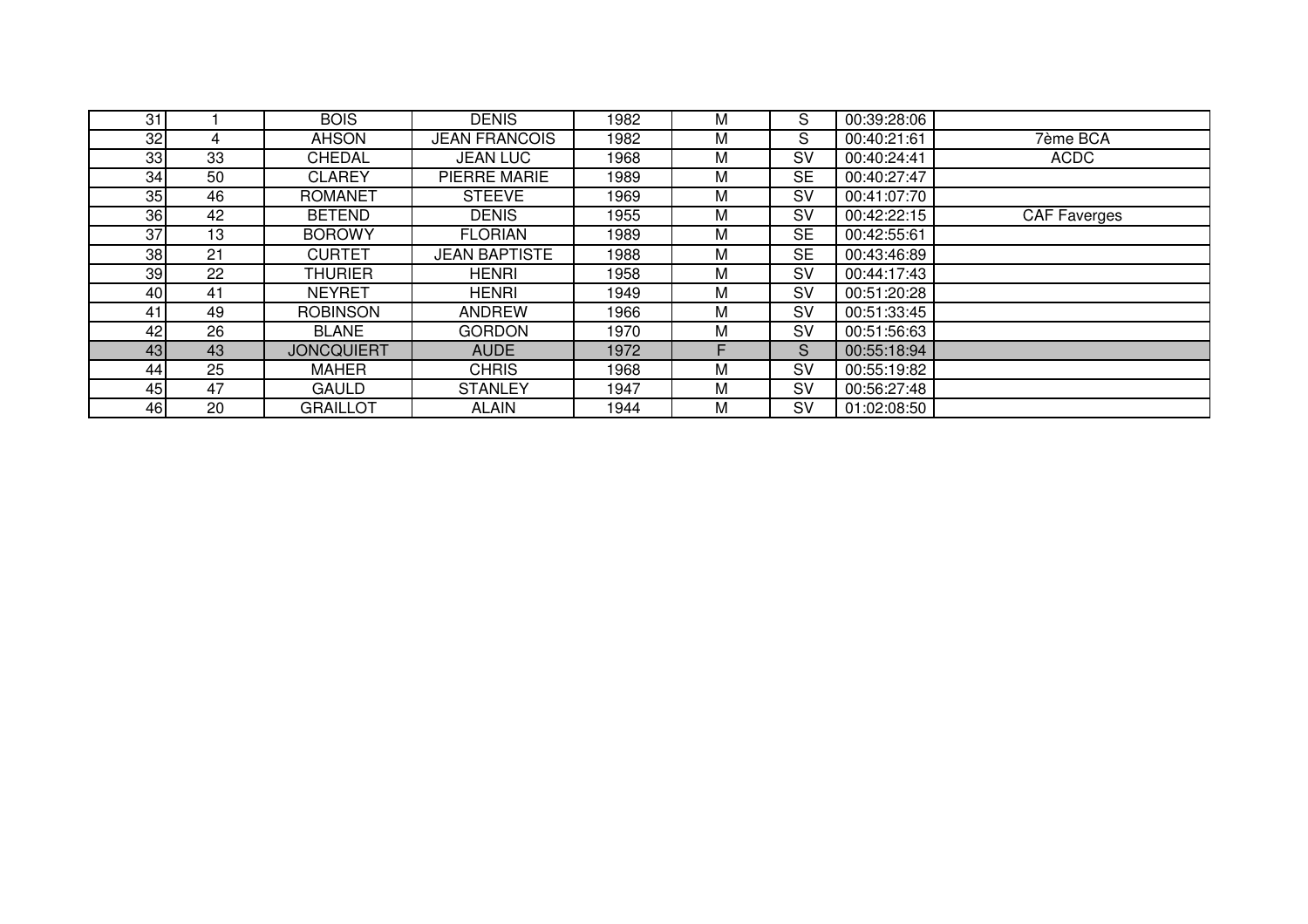| | | | | | | | | |
|---|---|---|---|---|---|---|---|---|
| 31 | 1 | BOIS | DENIS | 1982 | M | S | 00:39:28:06 | |
| 32 | 4 | AHSON | JEAN FRANCOIS | 1982 | M | S | 00:40:21:61 | 7ème BCA |
| 33 | 33 | CHEDAL | JEAN LUC | 1968 | M | SV | 00:40:24:41 | ACDC |
| 34 | 50 | CLAREY | PIERRE MARIE | 1989 | M | SE | 00:40:27:47 | |
| 35 | 46 | ROMANET | STEEVE | 1969 | M | SV | 00:41:07:70 | |
| 36 | 42 | BETEND | DENIS | 1955 | M | SV | 00:42:22:15 | CAF Faverges |
| 37 | 13 | BOROWY | FLORIAN | 1989 | M | SE | 00:42:55:61 | |
| 38 | 21 | CURTET | JEAN BAPTISTE | 1988 | M | SE | 00:43:46:89 | |
| 39 | 22 | THURIER | HENRI | 1958 | M | SV | 00:44:17:43 | |
| 40 | 41 | NEYRET | HENRI | 1949 | M | SV | 00:51:20:28 | |
| 41 | 49 | ROBINSON | ANDREW | 1966 | M | SV | 00:51:33:45 | |
| 42 | 26 | BLANE | GORDON | 1970 | M | SV | 00:51:56:63 | |
| 43 | 43 | JONCQUIERT | AUDE | 1972 | F | S | 00:55:18:94 | |
| 44 | 25 | MAHER | CHRIS | 1968 | M | SV | 00:55:19:82 | |
| 45 | 47 | GAULD | STANLEY | 1947 | M | SV | 00:56:27:48 | |
| 46 | 20 | GRAILLOT | ALAIN | 1944 | M | SV | 01:02:08:50 | |